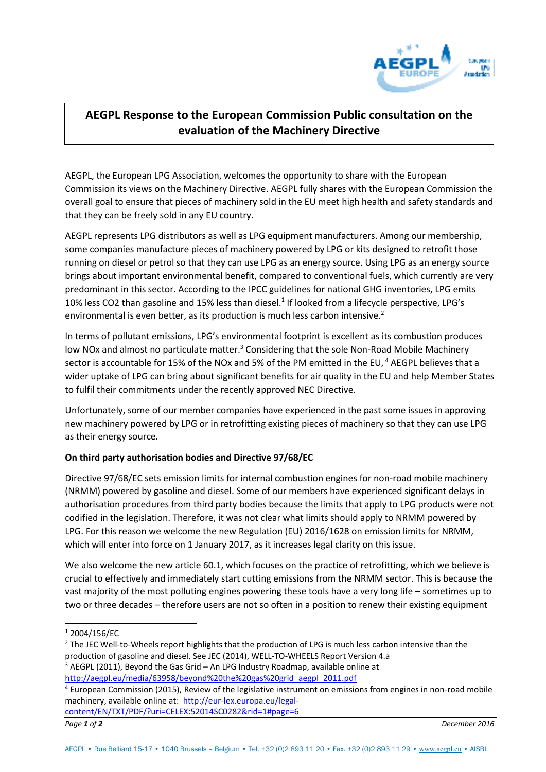# AEGPL Response to the European Commission Public consultation on the evaluation of the Machinery Directive

AEGPL, the European LPG Association, welcomes the opportunity to share with the European Commission its views on the Machinery Directive. AEGPL fully shares with the European Commission the overall goal to ensure that pieces of machinery sold in the EU meet high health and safety standards and that they can be freely sold in any EU country.

AEGPL represents LPG distributors as well as LPG equipment manufacturers. Among our membership, some companies manufacture pieces of machinery powered by LPG or kits designed to retrofit those running on diesel or petrol so that they can use LPG as an energy source. Using LPG as an energy source brings about important environmental benefit, compared to conventional fuels, which currently are very predominant in this sector. According to the IPCC guidelines for national GHG inventories, LPG emits 10% less CO2 than gasoline and 15% less than diesel.[1] If looked from a lifecycle perspective, LPG's environmental is even better, as its production is much less carbon intensive.[2]

In terms of pollutant emissions, LPG's environmental footprint is excellent as its combustion produces low NOx and almost no particulate matter.[3] Considering that the sole Non-Road Mobile Machinery sector is accountable for 15% of the NOx and 5% of the PM emitted in the EU,[4] AEGPL believes that a wider uptake of LPG can bring about significant benefits for air quality in the EU and help Member States to fulfil their commitments under the recently approved NEC Directive.

Unfortunately, some of our member companies have experienced in the past some issues in approving new machinery powered by LPG or in retrofitting existing pieces of machinery so that they can use LPG as their energy source.

**On third party authorisation bodies and Directive 97/68/EC**

Directive 97/68/EC sets emission limits for internal combustion engines for non-road mobile machinery (NRMM) powered by gasoline and diesel. Some of our members have experienced significant delays in authorisation procedures from third party bodies because the limits that apply to LPG products were not codified in the legislation. Therefore, it was not clear what limits should apply to NRMM powered by LPG. For this reason we welcome the new Regulation (EU) 2016/1628 on emission limits for NRMM, which will enter into force on 1 January 2017, as it increases legal clarity on this issue.

We also welcome the new article 60.1, which focuses on the practice of retrofitting, which we believe is crucial to effectively and immediately start cutting emissions from the NRMM sector. This is because the vast majority of the most polluting engines powering these tools have a very long life – sometimes up to two or three decades – therefore users are not so often in a position to renew their existing equipment

---

[1] 2004/156/EC

[2] The JEC Well-to-Wheels report highlights that the production of LPG is much less carbon intensive than the production of gasoline and diesel. See JEC (2014), WELL-TO-WHEELS Report Version 4.a

[3] AEGPL (2011), Beyond the Gas Grid – An LPG Industry Roadmap, available online at http://aegpl.eu/media/63958/beyond%20the%20gas%20grid_aegpl_2011.pdf

[4] European Commission (2015), Review of the legislative instrument on emissions from engines in non-road mobile machinery, available online at: http://eur-lex.europa.eu/legal-content/EN/TXT/PDF/?uri=CELEX:52014SC0282&rid=1#page=6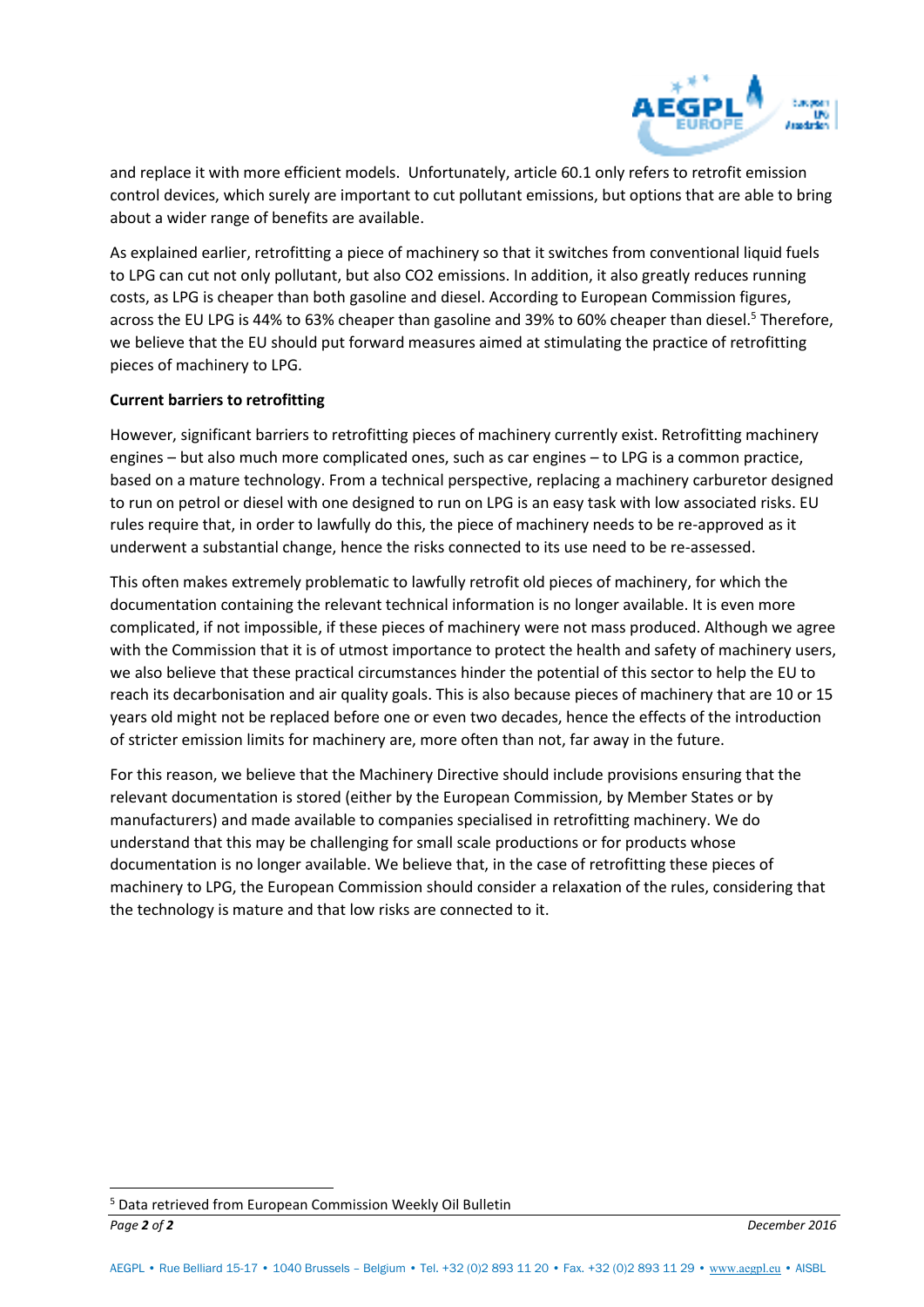and replace it with more efficient models. Unfortunately, article 60.1 only refers to retrofit emission control devices, which surely are important to cut pollutant emissions, but options that are able to bring about a wider range of benefits are available.

As explained earlier, retrofitting a piece of machinery so that it switches from conventional liquid fuels to LPG can cut not only pollutant, but also CO2 emissions. In addition, it also greatly reduces running costs, as LPG is cheaper than both gasoline and diesel. According to European Commission figures, across the EU LPG is 44% to 63% cheaper than gasoline and 39% to 60% cheaper than diesel.[5] Therefore, we believe that the EU should put forward measures aimed at stimulating the practice of retrofitting pieces of machinery to LPG.

**Current barriers to retrofitting**

However, significant barriers to retrofitting pieces of machinery currently exist. Retrofitting machinery engines – but also much more complicated ones, such as car engines – to LPG is a common practice, based on a mature technology. From a technical perspective, replacing a machinery carburetor designed to run on petrol or diesel with one designed to run on LPG is an easy task with low associated risks. EU rules require that, in order to lawfully do this, the piece of machinery needs to be re-approved as it underwent a substantial change, hence the risks connected to its use need to be re-assessed.

This often makes extremely problematic to lawfully retrofit old pieces of machinery, for which the documentation containing the relevant technical information is no longer available. It is even more complicated, if not impossible, if these pieces of machinery were not mass produced. Although we agree with the Commission that it is of utmost importance to protect the health and safety of machinery users, we also believe that these practical circumstances hinder the potential of this sector to help the EU to reach its decarbonisation and air quality goals. This is also because pieces of machinery that are 10 or 15 years old might not be replaced before one or even two decades, hence the effects of the introduction of stricter emission limits for machinery are, more often than not, far away in the future.

For this reason, we believe that the Machinery Directive should include provisions ensuring that the relevant documentation is stored (either by the European Commission, by Member States or by manufacturers) and made available to companies specialised in retrofitting machinery. We do understand that this may be challenging for small scale productions or for products whose documentation is no longer available. We believe that, in the case of retrofitting these pieces of machinery to LPG, the European Commission should consider a relaxation of the rules, considering that the technology is mature and that low risks are connected to it.

[5] Data retrieved from European Commission Weekly Oil Bulletin